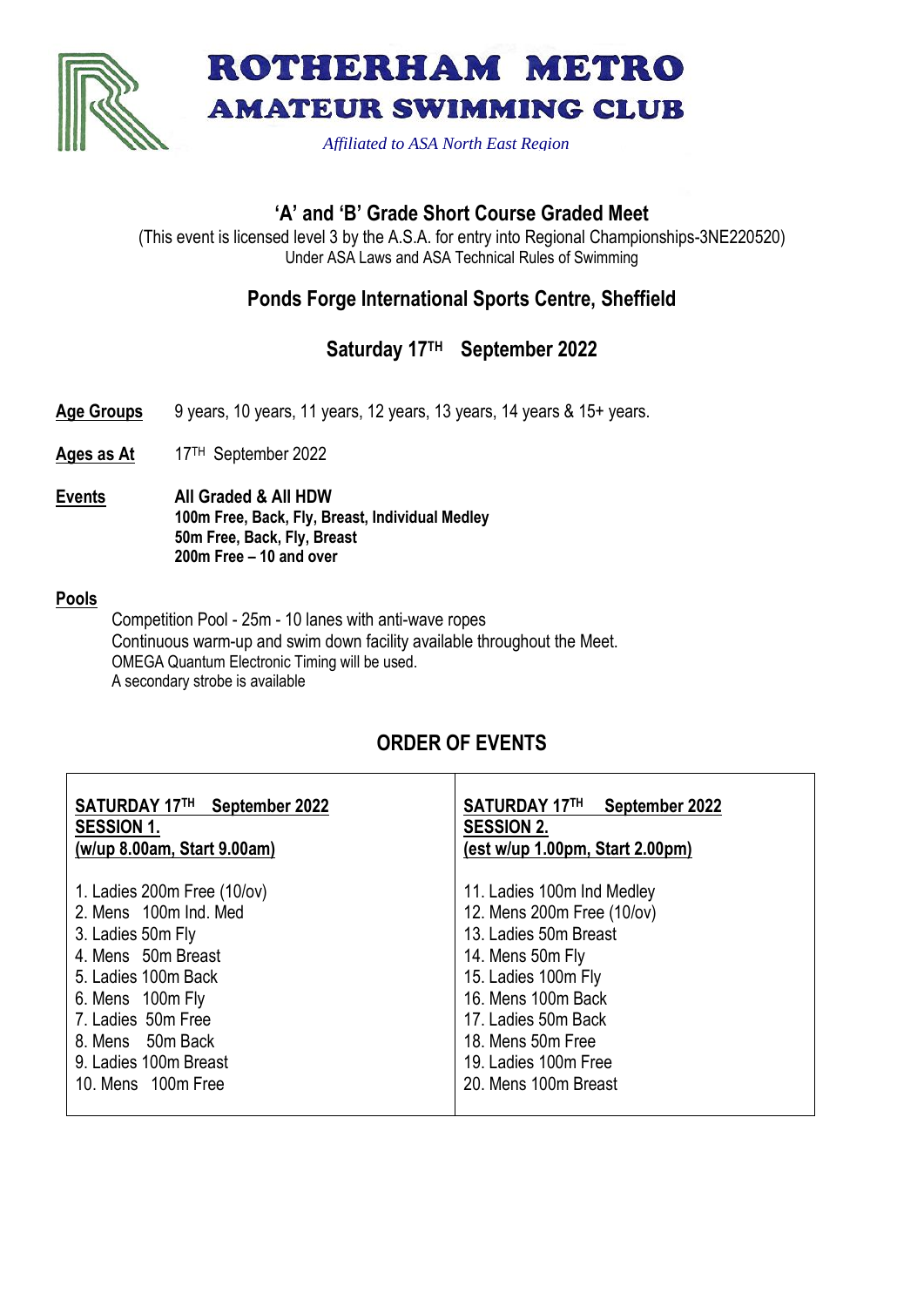# ROTHERHAM METRO AMATEUR SWIMMING CLUB

*Affiliated to ASA North East Region*

## 'A' and 'B' Grade Short Course Graded Meet

(This event is licensed level 3 by the A.S.A. for entry into Regional Championships-3NE220520)
Under ASA Laws and ASA Technical Rules of Swimming

## Ponds Forge International Sports Centre, Sheffield

## Saturday 17TH September 2022

**Age Groups** 9 years, 10 years, 11 years, 12 years, 13 years, 14 years & 15+ years.

**Ages as At** 17TH September 2022

**Events**
**All Graded & All HDW**
**100m Free, Back, Fly, Breast, Individual Medley**
**50m Free, Back, Fly, Breast**
**200m Free – 10 and over**

**Pools**

Competition Pool - 25m - 10 lanes with anti-wave ropes
Continuous warm-up and swim down facility available throughout the Meet.
OMEGA Quantum Electronic Timing will be used.
A secondary strobe is available

## ORDER OF EVENTS

| **SATURDAY 17TH September 2022**<br>**SESSION 1.**<br>**(w/up 8.00am, Start 9.00am)** | **SATURDAY 17TH September 2022**<br>**SESSION 2.**<br>**(est w/up 1.00pm, Start 2.00pm)** |
|---|---|
| 1. Ladies 200m Free (10/ov) | 11. Ladies 100m Ind Medley |
| 2. Mens 100m Ind. Med | 12. Mens 200m Free (10/ov) |
| 3. Ladies 50m Fly | 13. Ladies 50m Breast |
| 4. Mens 50m Breast | 14. Mens 50m Fly |
| 5. Ladies 100m Back | 15. Ladies 100m Fly |
| 6. Mens 100m Fly | 16. Mens 100m Back |
| 7. Ladies 50m Free | 17. Ladies 50m Back |
| 8. Mens 50m Back | 18. Mens 50m Free |
| 9. Ladies 100m Breast | 19. Ladies 100m Free |
| 10. Mens 100m Free | 20. Mens 100m Breast |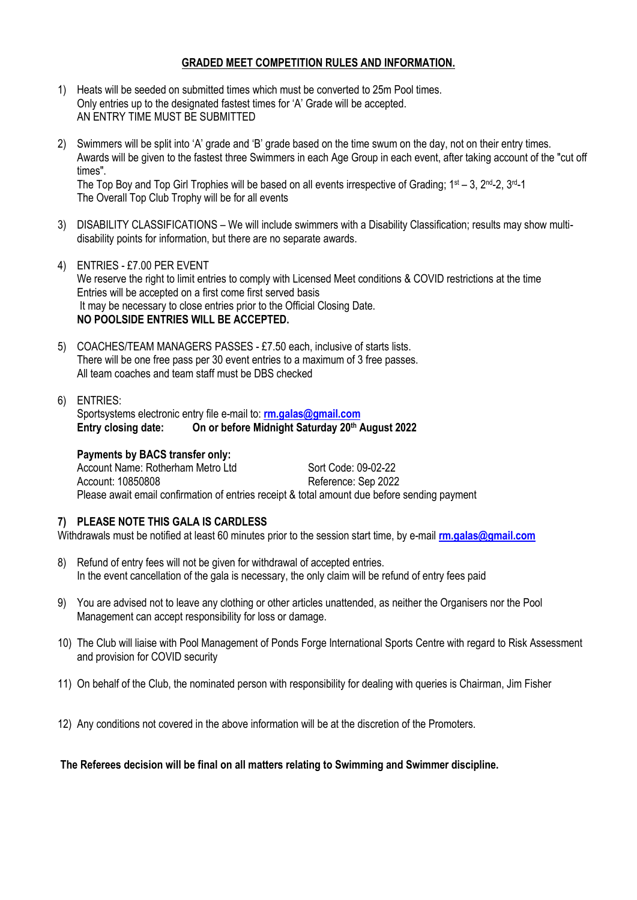## GRADED MEET COMPETITION RULES AND INFORMATION.

1) Heats will be seeded on submitted times which must be converted to 25m Pool times.
   Only entries up to the designated fastest times for 'A' Grade will be accepted.
   AN ENTRY TIME MUST BE SUBMITTED

2) Swimmers will be split into 'A' grade and 'B' grade based on the time swum on the day, not on their entry times. Awards will be given to the fastest three Swimmers in each Age Group in each event, after taking account of the "cut off times".
   The Top Boy and Top Girl Trophies will be based on all events irrespective of Grading; 1st – 3, 2nd-2, 3rd-1
   The Overall Top Club Trophy will be for all events

3) DISABILITY CLASSIFICATIONS – We will include swimmers with a Disability Classification; results may show multi-disability points for information, but there are no separate awards.

4) ENTRIES - £7.00 PER EVENT
   We reserve the right to limit entries to comply with Licensed Meet conditions & COVID restrictions at the time
   Entries will be accepted on a first come first served basis
   It may be necessary to close entries prior to the Official Closing Date.
   **NO POOLSIDE ENTRIES WILL BE ACCEPTED.**

5) COACHES/TEAM MANAGERS PASSES - £7.50 each, inclusive of starts lists.
   There will be one free pass per 30 event entries to a maximum of 3 free passes.
   All team coaches and team staff must be DBS checked

6) ENTRIES:
   Sportsystems electronic entry file e-mail to: **rm.galas@gmail.com**
   **Entry closing date: On or before Midnight Saturday 20th August 2022**

   **Payments by BACS transfer only:**
   Account Name: Rotherham Metro Ltd — Sort Code: 09-02-22
   Account: 10850808 — Reference: Sep 2022
   Please await email confirmation of entries receipt & total amount due before sending payment

### 7) PLEASE NOTE THIS GALA IS CARDLESS

Withdrawals must be notified at least 60 minutes prior to the session start time, by e-mail **rm.galas@gmail.com**

8) Refund of entry fees will not be given for withdrawal of accepted entries.
   In the event cancellation of the gala is necessary, the only claim will be refund of entry fees paid

9) You are advised not to leave any clothing or other articles unattended, as neither the Organisers nor the Pool Management can accept responsibility for loss or damage.

10) The Club will liaise with Pool Management of Ponds Forge International Sports Centre with regard to Risk Assessment and provision for COVID security

11) On behalf of the Club, the nominated person with responsibility for dealing with queries is Chairman, Jim Fisher

12) Any conditions not covered in the above information will be at the discretion of the Promoters.

**The Referees decision will be final on all matters relating to Swimming and Swimmer discipline.**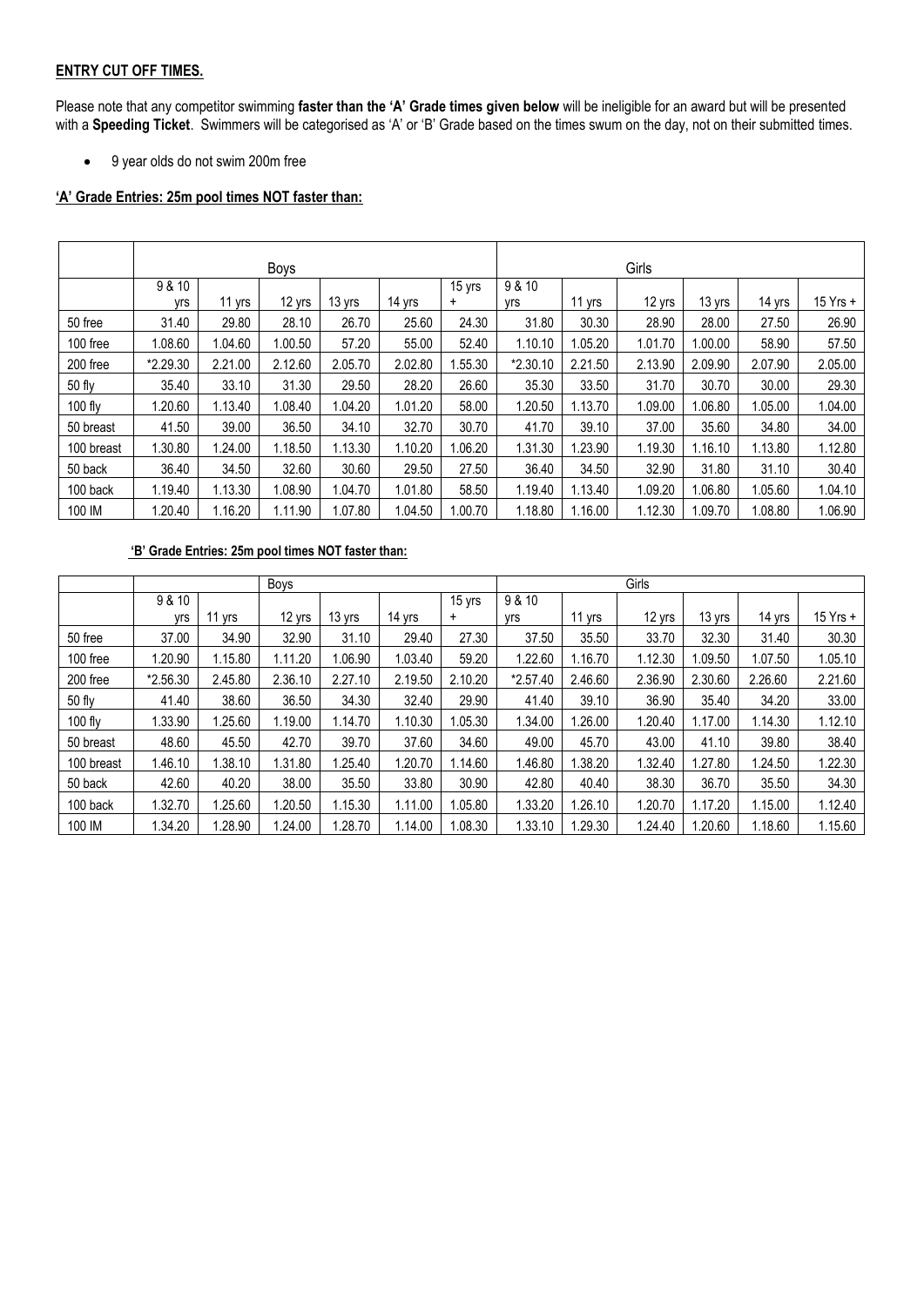**ENTRY CUT OFF TIMES.**

Please note that any competitor swimming **faster than the 'A' Grade times given below** will be ineligible for an award but will be presented with a **Speeding Ticket**. Swimmers will be categorised as 'A' or 'B' Grade based on the times swum on the day, not on their submitted times.

- 9 year olds do not swim 200m free

**'A' Grade Entries: 25m pool times NOT faster than:**

| | Boys | | | | | | Girls | | | | | |
|---|---|---|---|---|---|---|---|---|---|---|---|---|
| | 9 & 10 yrs | 11 yrs | 12 yrs | 13 yrs | 14 yrs | 15 yrs + | 9 & 10 yrs | 11 yrs | 12 yrs | 13 yrs | 14 yrs | 15 Yrs + |
| 50 free | 31.40 | 29.80 | 28.10 | 26.70 | 25.60 | 24.30 | 31.80 | 30.30 | 28.90 | 28.00 | 27.50 | 26.90 |
| 100 free | 1.08.60 | 1.04.60 | 1.00.50 | 57.20 | 55.00 | 52.40 | 1.10.10 | 1.05.20 | 1.01.70 | 1.00.00 | 58.90 | 57.50 |
| 200 free | *2.29.30 | 2.21.00 | 2.12.60 | 2.05.70 | 2.02.80 | 1.55.30 | *2.30.10 | 2.21.50 | 2.13.90 | 2.09.90 | 2.07.90 | 2.05.00 |
| 50 fly | 35.40 | 33.10 | 31.30 | 29.50 | 28.20 | 26.60 | 35.30 | 33.50 | 31.70 | 30.70 | 30.00 | 29.30 |
| 100 fly | 1.20.60 | 1.13.40 | 1.08.40 | 1.04.20 | 1.01.20 | 58.00 | 1.20.50 | 1.13.70 | 1.09.00 | 1.06.80 | 1.05.00 | 1.04.00 |
| 50 breast | 41.50 | 39.00 | 36.50 | 34.10 | 32.70 | 30.70 | 41.70 | 39.10 | 37.00 | 35.60 | 34.80 | 34.00 |
| 100 breast | 1.30.80 | 1.24.00 | 1.18.50 | 1.13.30 | 1.10.20 | 1.06.20 | 1.31.30 | 1.23.90 | 1.19.30 | 1.16.10 | 1.13.80 | 1.12.80 |
| 50 back | 36.40 | 34.50 | 32.60 | 30.60 | 29.50 | 27.50 | 36.40 | 34.50 | 32.90 | 31.80 | 31.10 | 30.40 |
| 100 back | 1.19.40 | 1.13.30 | 1.08.90 | 1.04.70 | 1.01.80 | 58.50 | 1.19.40 | 1.13.40 | 1.09.20 | 1.06.80 | 1.05.60 | 1.04.10 |
| 100 IM | 1.20.40 | 1.16.20 | 1.11.90 | 1.07.80 | 1.04.50 | 1.00.70 | 1.18.80 | 1.16.00 | 1.12.30 | 1.09.70 | 1.08.80 | 1.06.90 |

**'B' Grade Entries: 25m pool times NOT faster than:**

| | Boys | | | | | | Girls | | | | | |
|---|---|---|---|---|---|---|---|---|---|---|---|---|
| | 9 & 10 yrs | 11 yrs | 12 yrs | 13 yrs | 14 yrs | 15 yrs + | 9 & 10 yrs | 11 yrs | 12 yrs | 13 yrs | 14 yrs | 15 Yrs + |
| 50 free | 37.00 | 34.90 | 32.90 | 31.10 | 29.40 | 27.30 | 37.50 | 35.50 | 33.70 | 32.30 | 31.40 | 30.30 |
| 100 free | 1.20.90 | 1.15.80 | 1.11.20 | 1.06.90 | 1.03.40 | 59.20 | 1.22.60 | 1.16.70 | 1.12.30 | 1.09.50 | 1.07.50 | 1.05.10 |
| 200 free | *2.56.30 | 2.45.80 | 2.36.10 | 2.27.10 | 2.19.50 | 2.10.20 | *2.57.40 | 2.46.60 | 2.36.90 | 2.30.60 | 2.26.60 | 2.21.60 |
| 50 fly | 41.40 | 38.60 | 36.50 | 34.30 | 32.40 | 29.90 | 41.40 | 39.10 | 36.90 | 35.40 | 34.20 | 33.00 |
| 100 fly | 1.33.90 | 1.25.60 | 1.19.00 | 1.14.70 | 1.10.30 | 1.05.30 | 1.34.00 | 1.26.00 | 1.20.40 | 1.17.00 | 1.14.30 | 1.12.10 |
| 50 breast | 48.60 | 45.50 | 42.70 | 39.70 | 37.60 | 34.60 | 49.00 | 45.70 | 43.00 | 41.10 | 39.80 | 38.40 |
| 100 breast | 1.46.10 | 1.38.10 | 1.31.80 | 1.25.40 | 1.20.70 | 1.14.60 | 1.46.80 | 1.38.20 | 1.32.40 | 1.27.80 | 1.24.50 | 1.22.30 |
| 50 back | 42.60 | 40.20 | 38.00 | 35.50 | 33.80 | 30.90 | 42.80 | 40.40 | 38.30 | 36.70 | 35.50 | 34.30 |
| 100 back | 1.32.70 | 1.25.60 | 1.20.50 | 1.15.30 | 1.11.00 | 1.05.80 | 1.33.20 | 1.26.10 | 1.20.70 | 1.17.20 | 1.15.00 | 1.12.40 |
| 100 IM | 1.34.20 | 1.28.90 | 1.24.00 | 1.28.70 | 1.14.00 | 1.08.30 | 1.33.10 | 1.29.30 | 1.24.40 | 1.20.60 | 1.18.60 | 1.15.60 |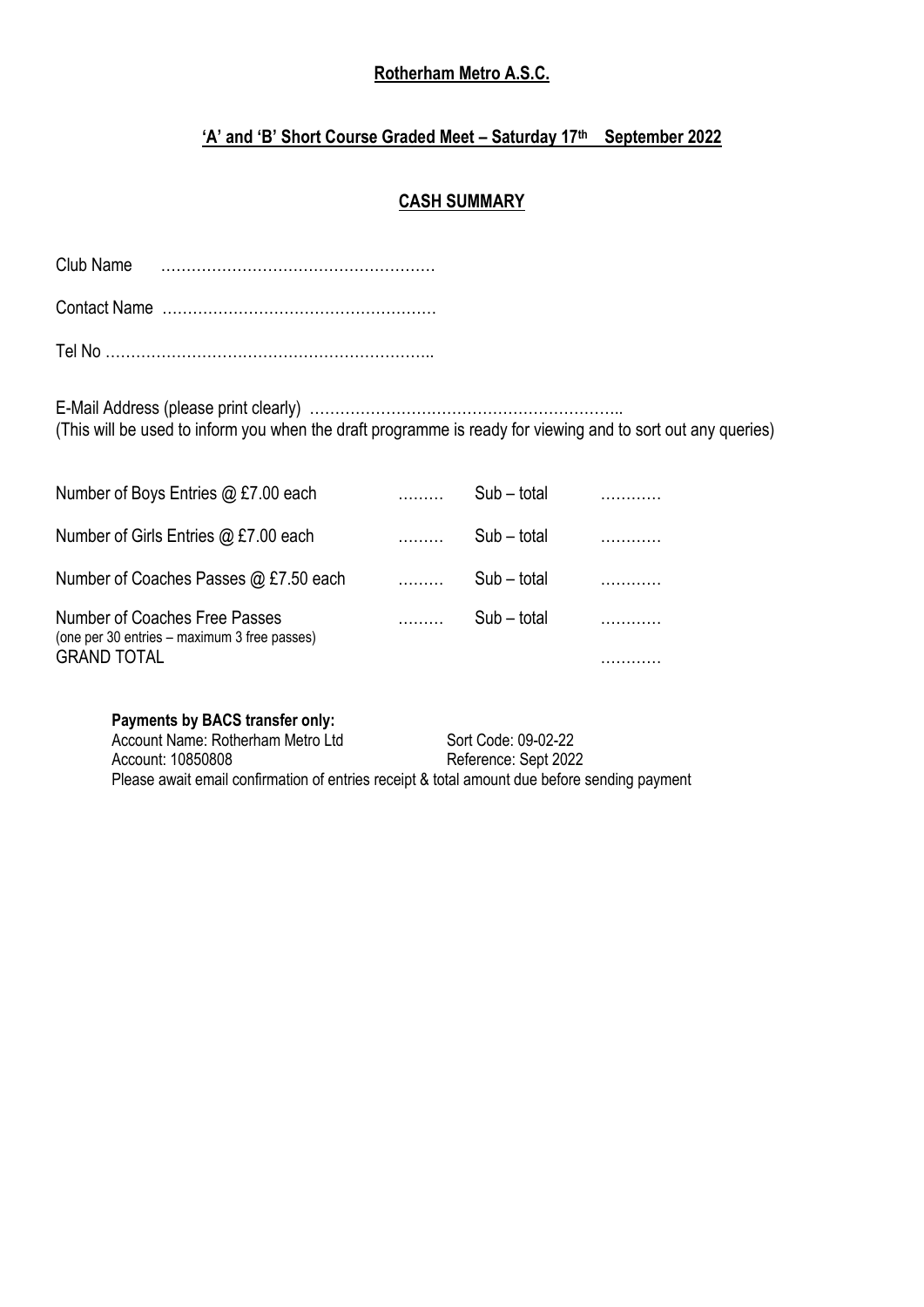**Rotherham Metro A.S.C.**

**'A' and 'B' Short Course Graded Meet – Saturday 17th September 2022**

**CASH SUMMARY**

Club Name ………………………………………………

Contact Name ………………………………………………

Tel No ………………………………………………………..

E-Mail Address (please print clearly) ……………………………………………………..
(This will be used to inform you when the draft programme is ready for viewing and to sort out any queries)

| | | | |
|---|---|---|---|
| Number of Boys Entries @ £7.00 each | ……… | Sub – total | ………… |
| Number of Girls Entries @ £7.00 each | ……… | Sub – total | ………… |
| Number of Coaches Passes @ £7.50 each | ……… | Sub – total | ………… |
| Number of Coaches Free Passes (one per 30 entries – maximum 3 free passes) | ……… | Sub – total | ………… |
| GRAND TOTAL | | | ………… |

**Payments by BACS transfer only:**
Account Name: Rotherham Metro Ltd    Sort Code: 09-02-22
Account: 10850808    Reference: Sept 2022
Please await email confirmation of entries receipt & total amount due before sending payment